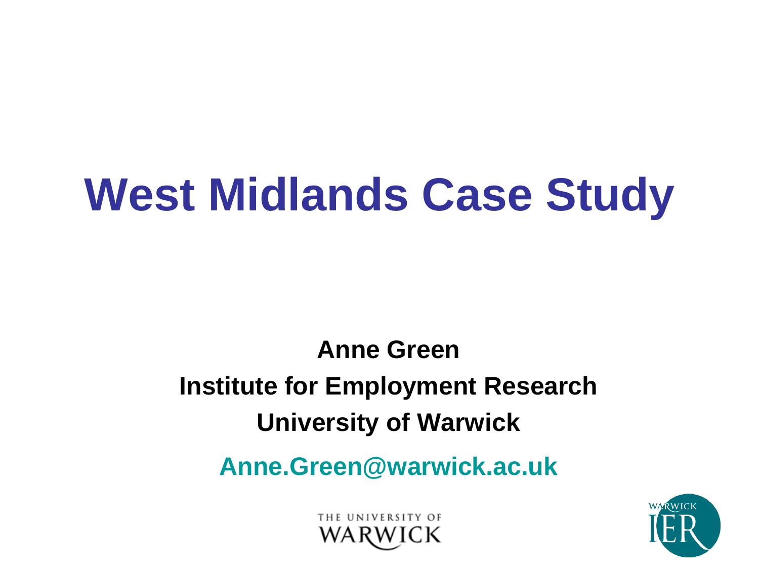# West Midlands Case Study

**Anne Green**

**Institute for Employment Research**

**University of Warwick**

**Anne.Green@warwick.ac.uk**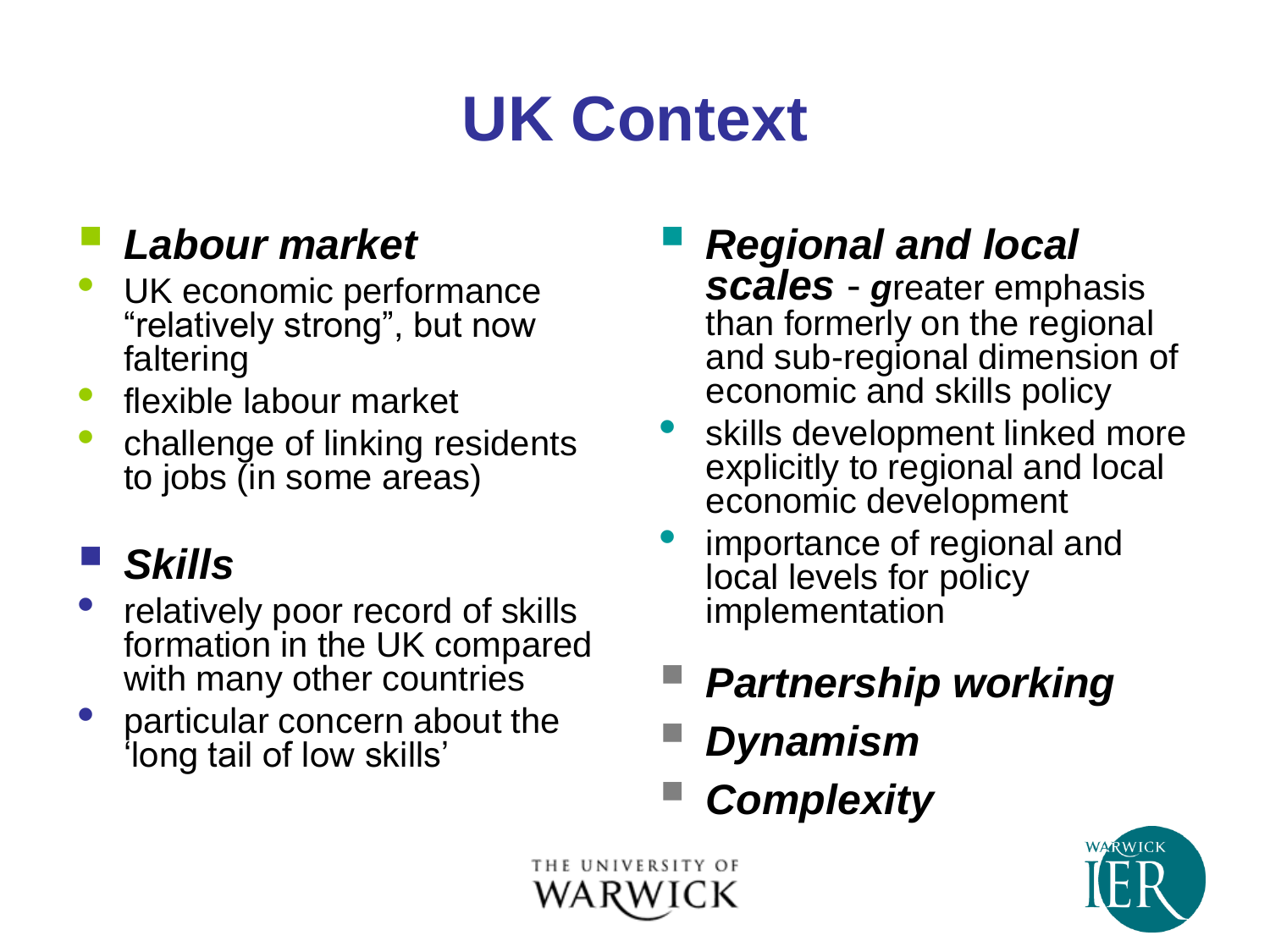# UK Context

- ***Labour market***
  - UK economic performance "relatively strong", but now faltering
  - flexible labour market
  - challenge of linking residents to jobs (in some areas)

- ***Skills***
  - relatively poor record of skills formation in the UK compared with many other countries
  - particular concern about the 'long tail of low skills'

- ***Regional and local scales*** - ***g***reater emphasis than formerly on the regional and sub-regional dimension of economic and skills policy
  - skills development linked more explicitly to regional and local economic development
  - importance of regional and local levels for policy implementation

- ***Partnership working***
- ***Dynamism***
- ***Complexity***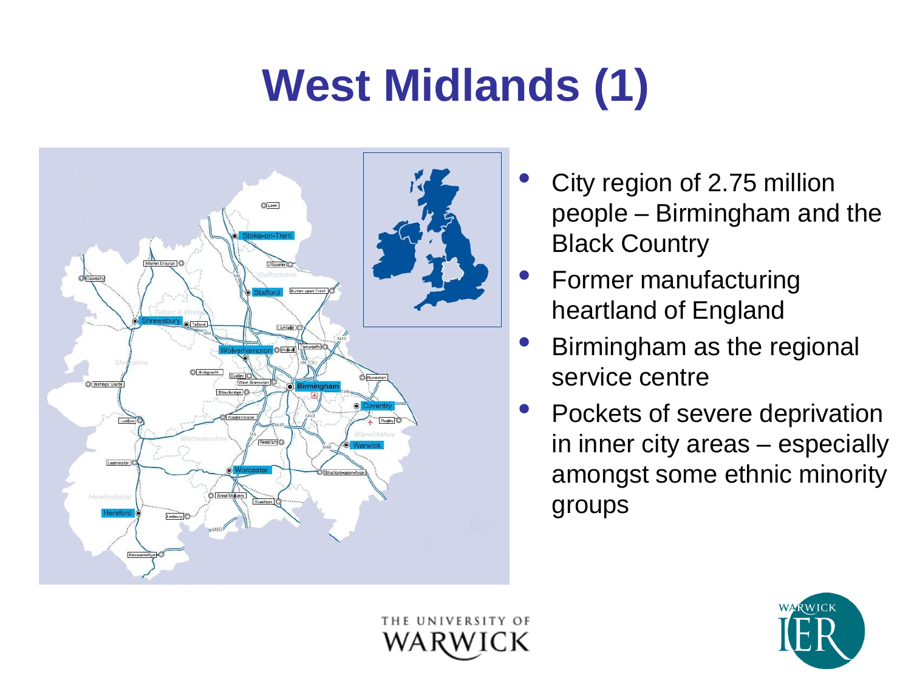# West Midlands (1)

- City region of 2.75 million people – Birmingham and the Black Country
- Former manufacturing heartland of England
- Birmingham as the regional service centre
- Pockets of severe deprivation in inner city areas – especially amongst some ethnic minority groups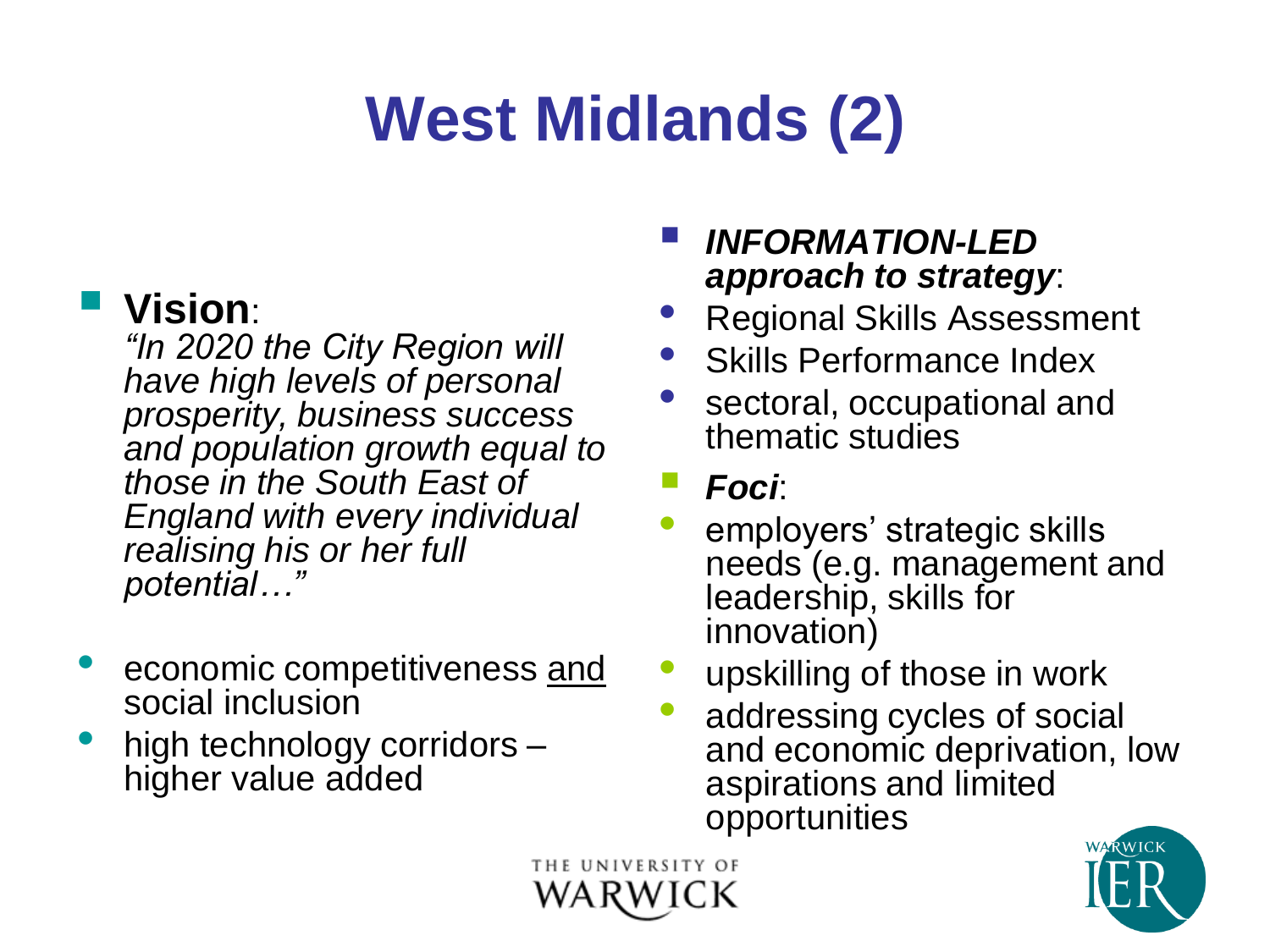# West Midlands (2)

- **Vision**:
  *"In 2020 the City Region will have high levels of personal prosperity, business success and population growth equal to those in the South East of England with every individual realising his or her full potential…"*

- economic competitiveness <u>and</u> social inclusion
- high technology corridors – higher value added

- ***INFORMATION-LED approach to strategy***:
- Regional Skills Assessment
- Skills Performance Index
- sectoral, occupational and thematic studies

- ***Foci***:
- employers' strategic skills needs (e.g. management and leadership, skills for innovation)
- upskilling of those in work
- addressing cycles of social and economic deprivation, low aspirations and limited opportunities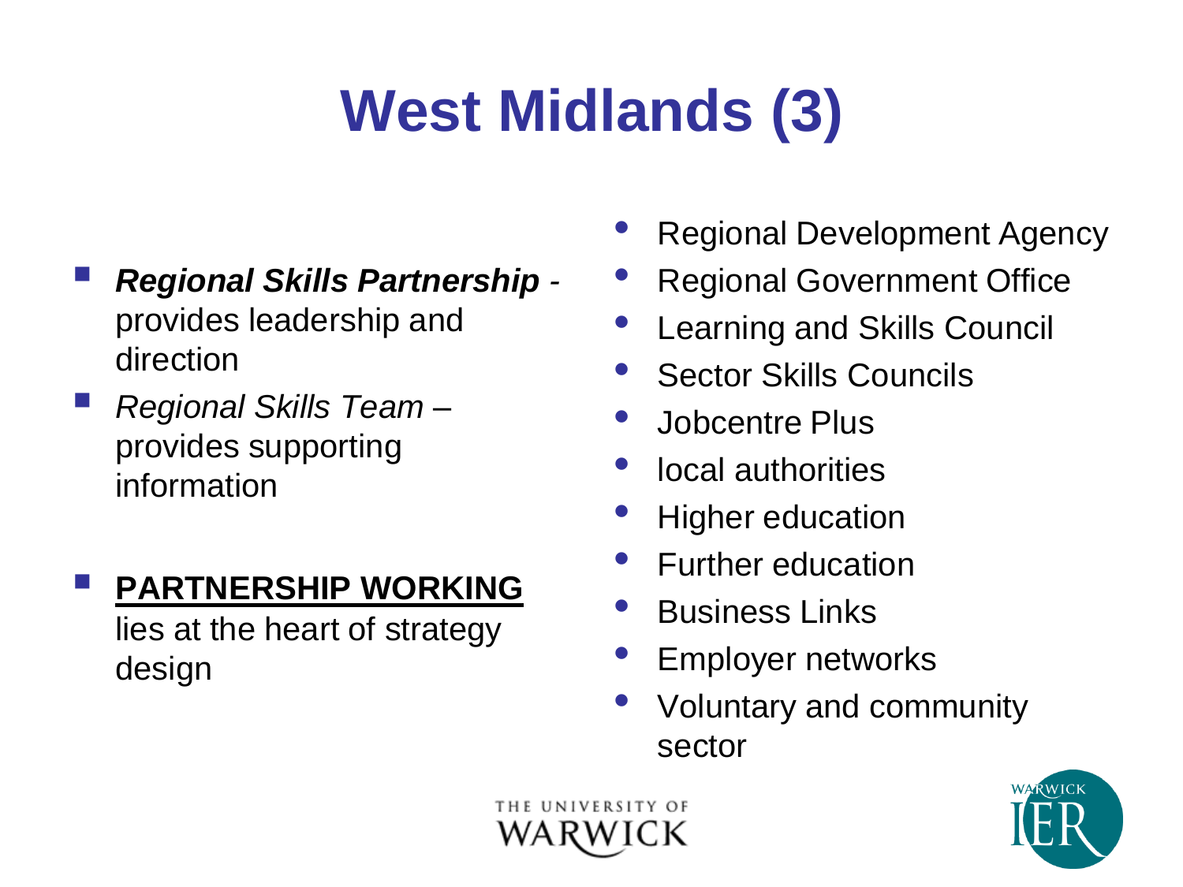# West Midlands (3)

- ***Regional Skills Partnership*** - provides leadership and direction
- *Regional Skills Team* – provides supporting information
- **PARTNERSHIP WORKING** lies at the heart of strategy design

- Regional Development Agency
- Regional Government Office
- Learning and Skills Council
- Sector Skills Councils
- Jobcentre Plus
- local authorities
- Higher education
- Further education
- Business Links
- Employer networks
- Voluntary and community sector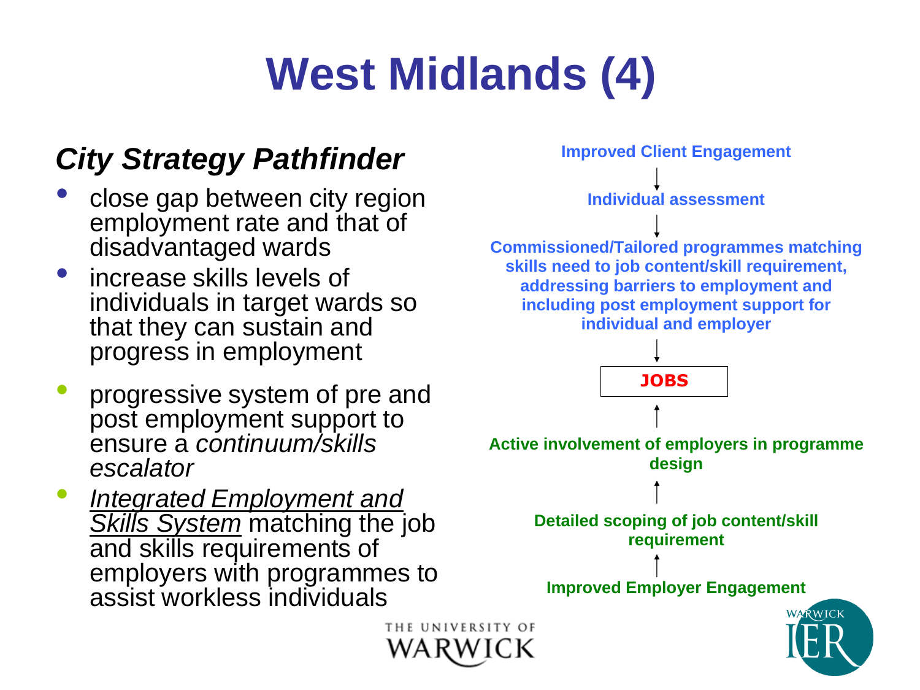# West Midlands (4)

## *City Strategy Pathfinder*

- close gap between city region employment rate and that of disadvantaged wards
- increase skills levels of individuals in target wards so that they can sustain and progress in employment
- progressive system of pre and post employment support to ensure a *continuum/skills escalator*
- *Integrated Employment and Skills System* matching the job and skills requirements of employers with programmes to assist workless individuals

**Improved Client Engagement**

↓

**Individual assessment**

↓

**Commissioned/Tailored programmes matching skills need to job content/skill requirement, addressing barriers to employment and including post employment support for individual and employer**

↓

**JOBS**

↑

**Active involvement of employers in programme design**

↑

**Detailed scoping of job content/skill requirement**

↑

**Improved Employer Engagement**